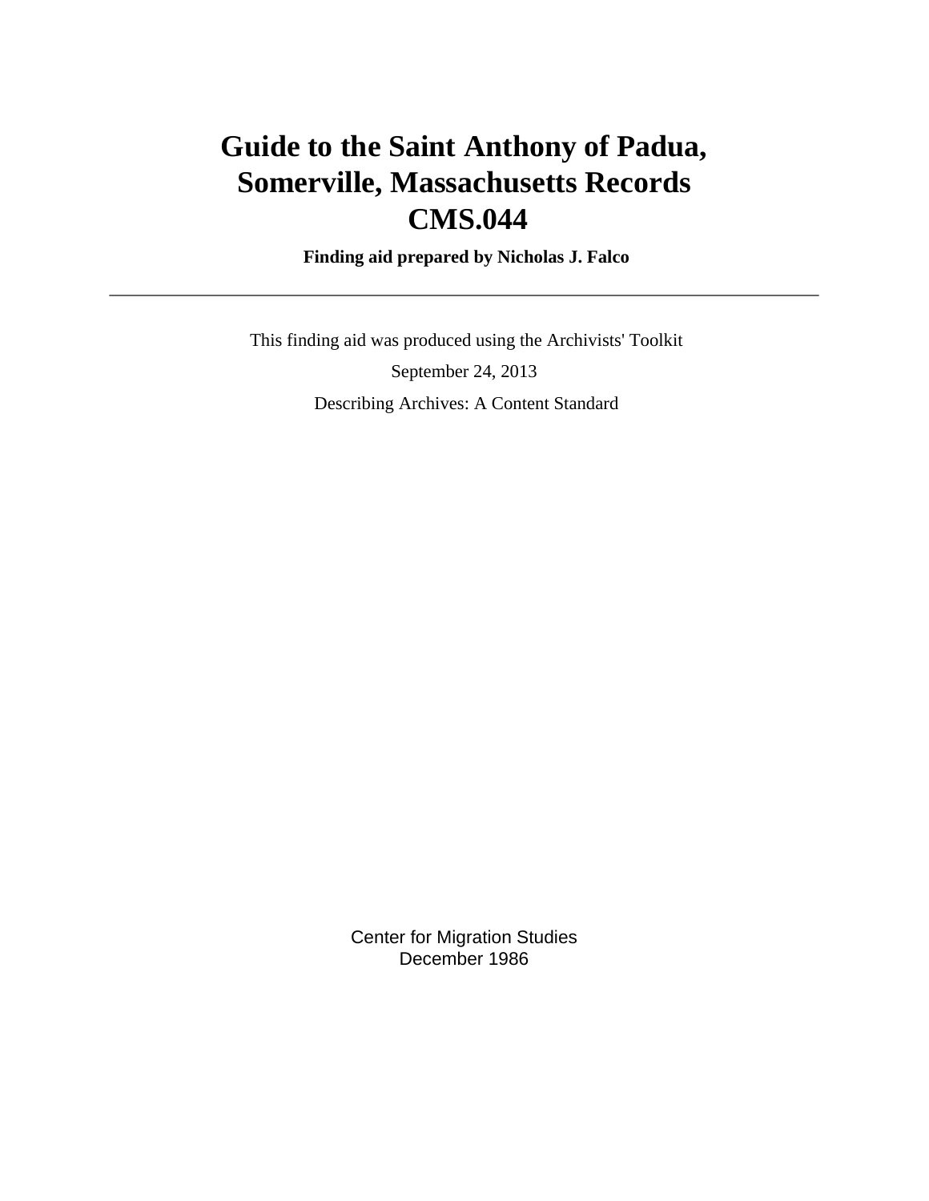# Guide to the Saint Anthony of Padua, Somerville, Massachusetts Records CMS.044

**Finding aid prepared by Nicholas J. Falco**

---

This finding aid was produced using the Archivists' Toolkit

September 24, 2013

Describing Archives: A Content Standard

Center for Migration Studies
December 1986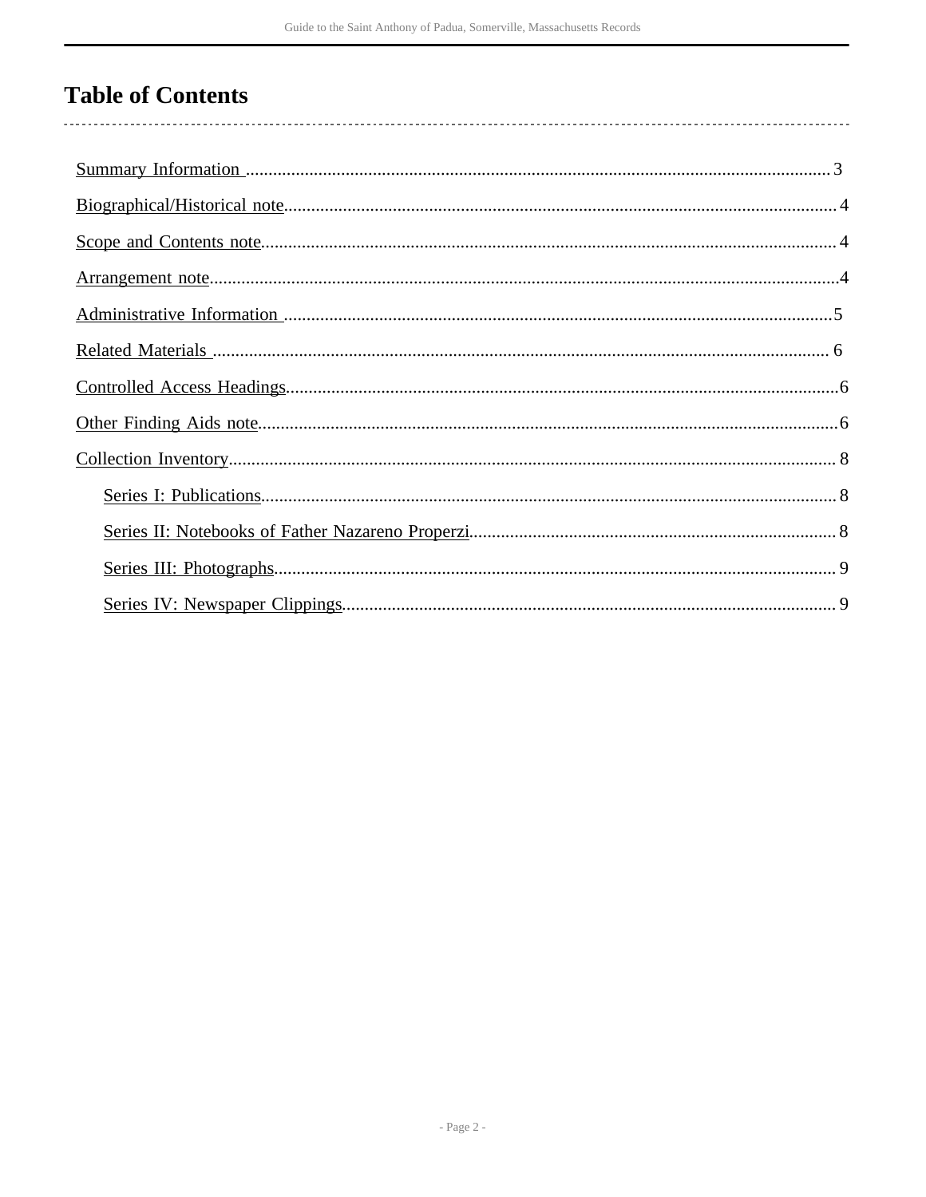# Table of Contents

- Summary Information ... 3
- Biographical/Historical note ... 4
- Scope and Contents note ... 4
- Arrangement note ... 4
- Administrative Information ... 5
- Related Materials ... 6
- Controlled Access Headings ... 6
- Other Finding Aids note ... 6
- Collection Inventory ... 8
  - Series I: Publications ... 8
  - Series II: Notebooks of Father Nazareno Properzi ... 8
  - Series III: Photographs ... 9
  - Series IV: Newspaper Clippings ... 9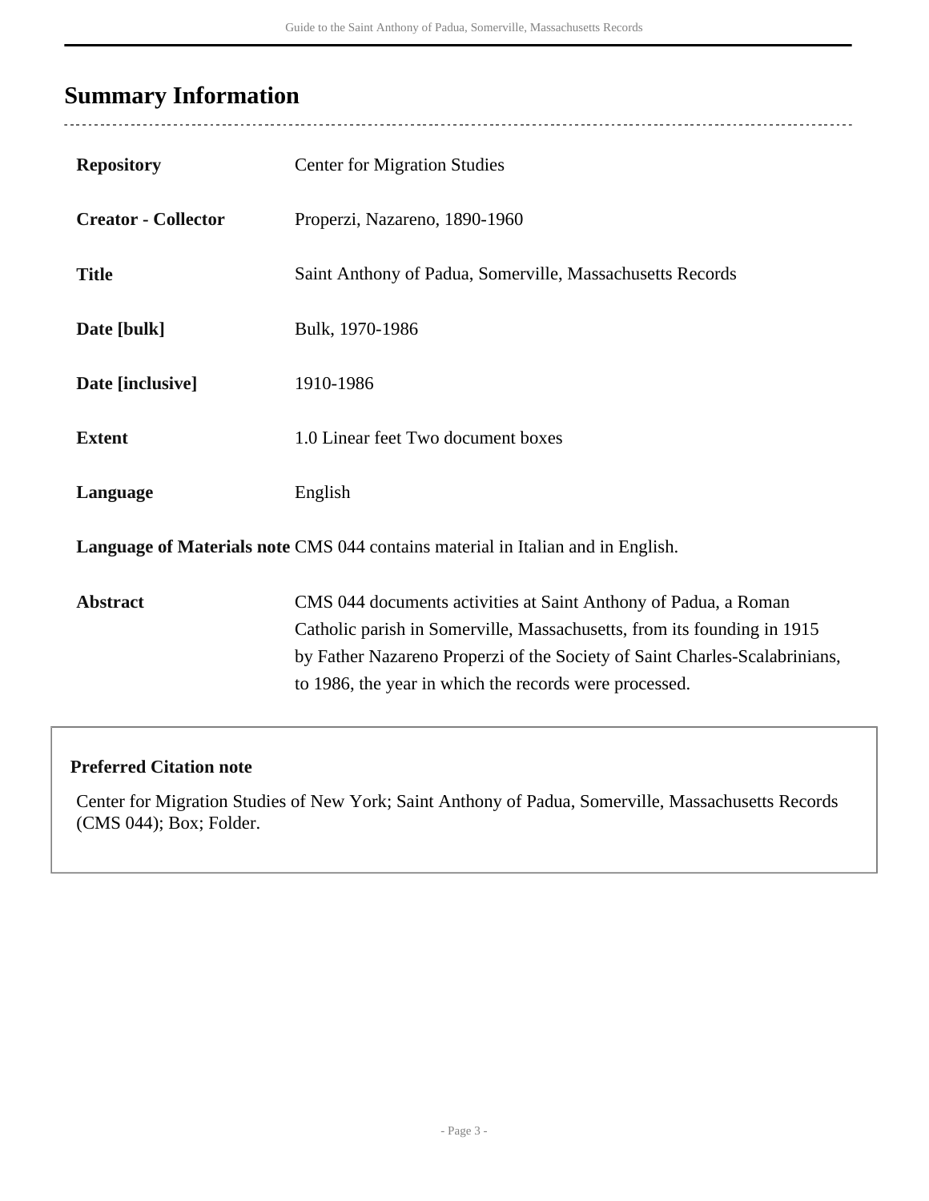## Summary Information

| | |
|---|---|
| **Repository** | Center for Migration Studies |
| **Creator - Collector** | Properzi, Nazareno, 1890-1960 |
| **Title** | Saint Anthony of Padua, Somerville, Massachusetts Records |
| **Date [bulk]** | Bulk, 1970-1986 |
| **Date [inclusive]** | 1910-1986 |
| **Extent** | 1.0 Linear feet Two document boxes |
| **Language** | English |
| **Language of Materials note** | CMS 044 contains material in Italian and in English. |
| **Abstract** | CMS 044 documents activities at Saint Anthony of Padua, a Roman Catholic parish in Somerville, Massachusetts, from its founding in 1915 by Father Nazareno Properzi of the Society of Saint Charles-Scalabrinians, to 1986, the year in which the records were processed. |

**Preferred Citation note**

Center for Migration Studies of New York; Saint Anthony of Padua, Somerville, Massachusetts Records (CMS 044); Box; Folder.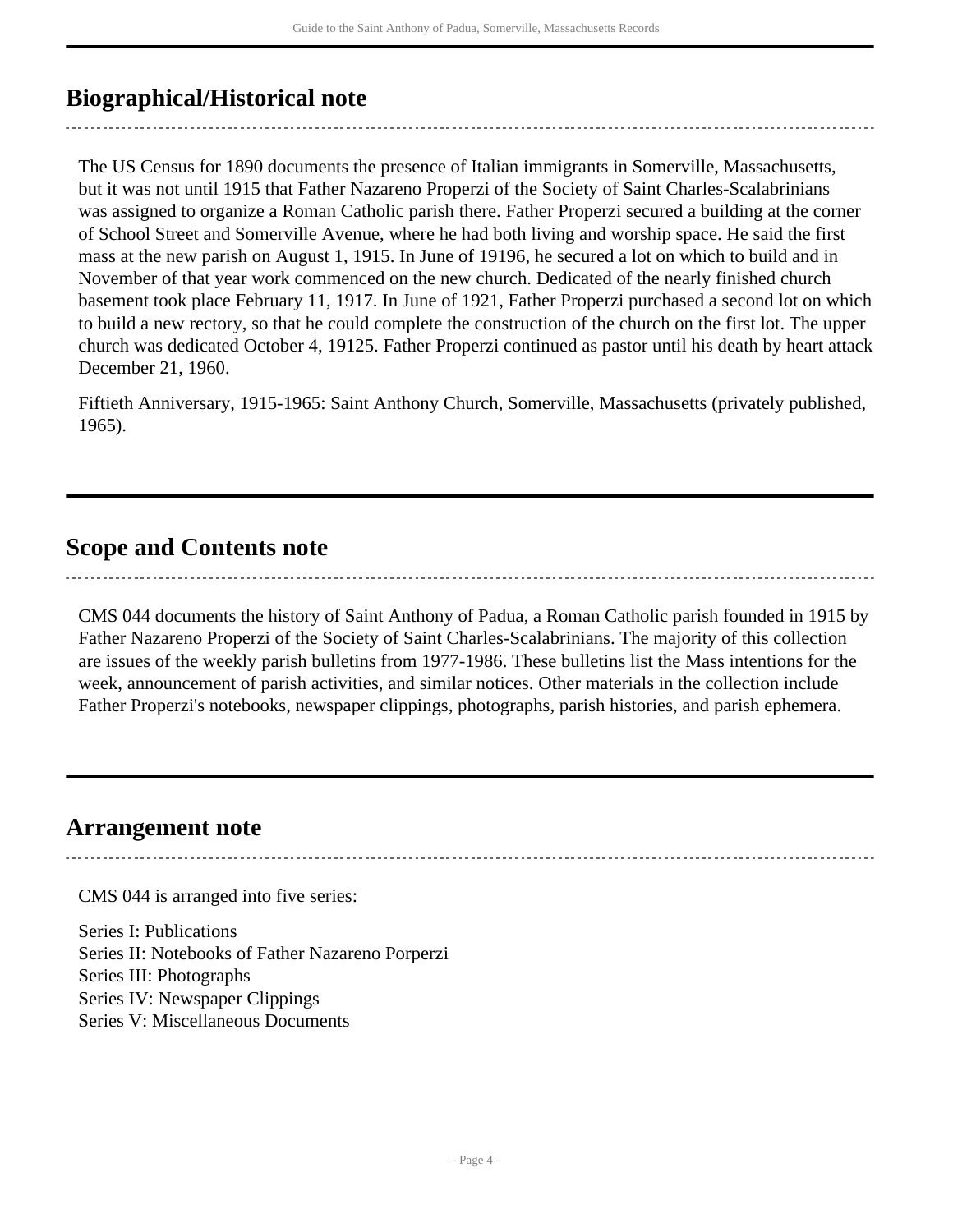## Biographical/Historical note

The US Census for 1890 documents the presence of Italian immigrants in Somerville, Massachusetts, but it was not until 1915 that Father Nazareno Properzi of the Society of Saint Charles-Scalabrinians was assigned to organize a Roman Catholic parish there. Father Properzi secured a building at the corner of School Street and Somerville Avenue, where he had both living and worship space. He said the first mass at the new parish on August 1, 1915. In June of 19196, he secured a lot on which to build and in November of that year work commenced on the new church. Dedicated of the nearly finished church basement took place February 11, 1917. In June of 1921, Father Properzi purchased a second lot on which to build a new rectory, so that he could complete the construction of the church on the first lot. The upper church was dedicated October 4, 19125. Father Properzi continued as pastor until his death by heart attack December 21, 1960.

Fiftieth Anniversary, 1915-1965: Saint Anthony Church, Somerville, Massachusetts (privately published, 1965).

## Scope and Contents note

CMS 044 documents the history of Saint Anthony of Padua, a Roman Catholic parish founded in 1915 by Father Nazareno Properzi of the Society of Saint Charles-Scalabrinians. The majority of this collection are issues of the weekly parish bulletins from 1977-1986. These bulletins list the Mass intentions for the week, announcement of parish activities, and similar notices. Other materials in the collection include Father Properzi's notebooks, newspaper clippings, photographs, parish histories, and parish ephemera.

## Arrangement note

CMS 044 is arranged into five series:

Series I: Publications
Series II: Notebooks of Father Nazareno Porperzi
Series III: Photographs
Series IV: Newspaper Clippings
Series V: Miscellaneous Documents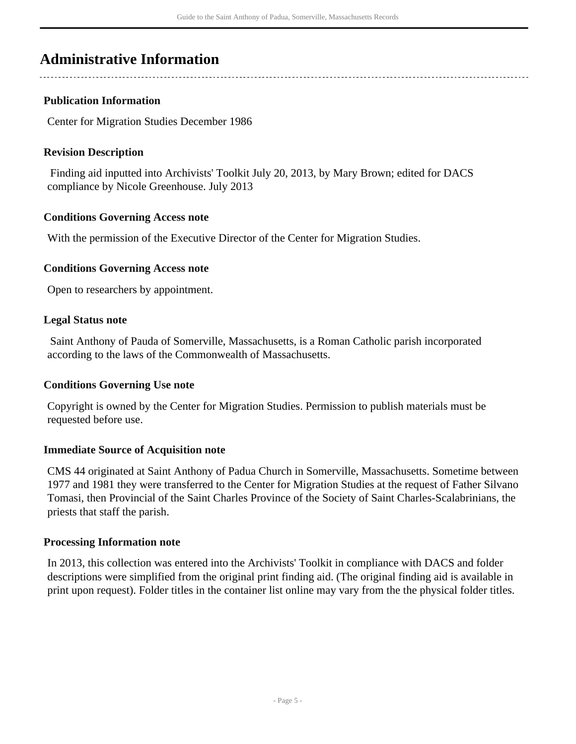## Administrative Information

### Publication Information

Center for Migration Studies December 1986

### Revision Description

Finding aid inputted into Archivists' Toolkit July 20, 2013, by Mary Brown; edited for DACS compliance by Nicole Greenhouse. July 2013

### Conditions Governing Access note

With the permission of the Executive Director of the Center for Migration Studies.

### Conditions Governing Access note

Open to researchers by appointment.

### Legal Status note

Saint Anthony of Pauda of Somerville, Massachusetts, is a Roman Catholic parish incorporated according to the laws of the Commonwealth of Massachusetts.

### Conditions Governing Use note

Copyright is owned by the Center for Migration Studies. Permission to publish materials must be requested before use.

### Immediate Source of Acquisition note

CMS 44 originated at Saint Anthony of Padua Church in Somerville, Massachusetts. Sometime between 1977 and 1981 they were transferred to the Center for Migration Studies at the request of Father Silvano Tomasi, then Provincial of the Saint Charles Province of the Society of Saint Charles-Scalabrinians, the priests that staff the parish.

### Processing Information note

In 2013, this collection was entered into the Archivists' Toolkit in compliance with DACS and folder descriptions were simplified from the original print finding aid. (The original finding aid is available in print upon request). Folder titles in the container list online may vary from the the physical folder titles.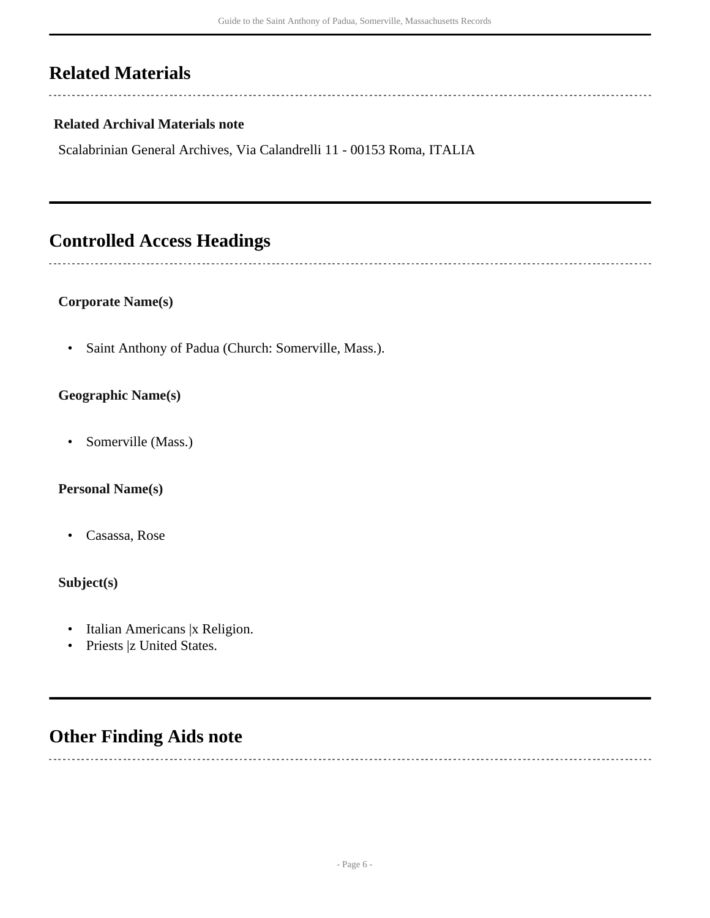## Related Materials

**Related Archival Materials note**

Scalabrinian General Archives, Via Calandrelli 11 - 00153 Roma, ITALIA

## Controlled Access Headings

**Corporate Name(s)**

- Saint Anthony of Padua (Church: Somerville, Mass.).

**Geographic Name(s)**

- Somerville (Mass.)

**Personal Name(s)**

- Casassa, Rose

**Subject(s)**

- Italian Americans |x Religion.
- Priests |z United States.

## Other Finding Aids note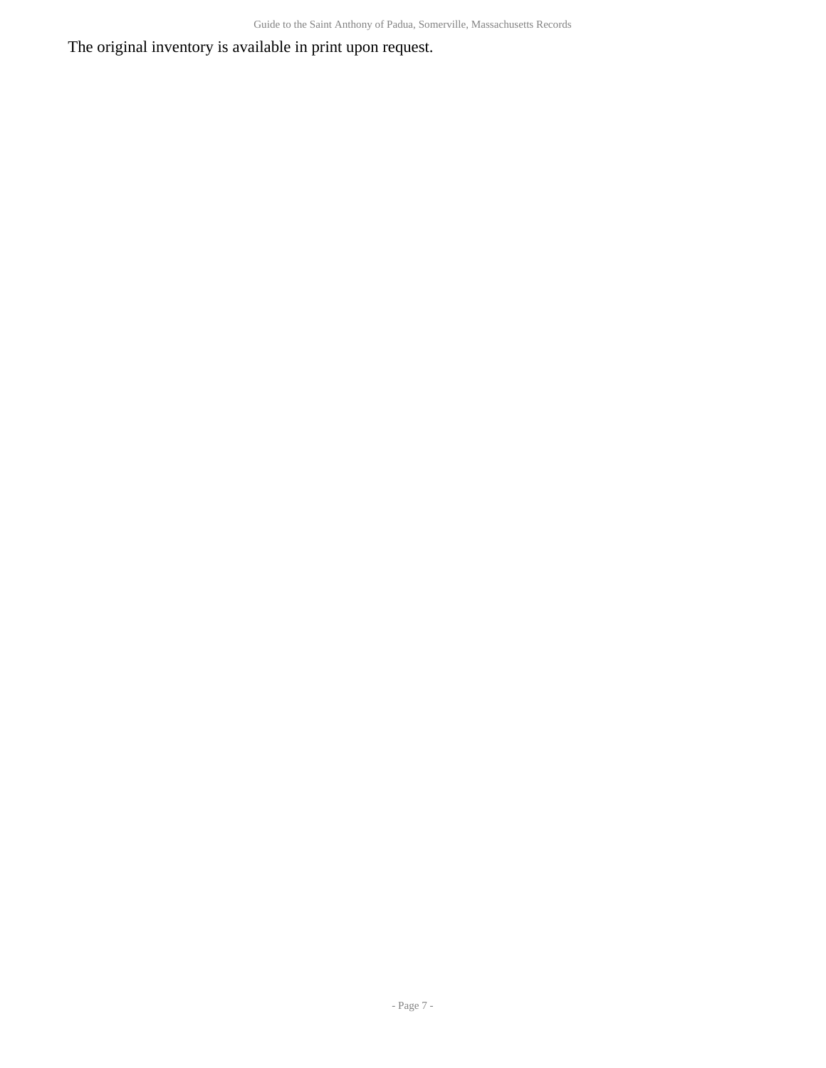The original inventory is available in print upon request.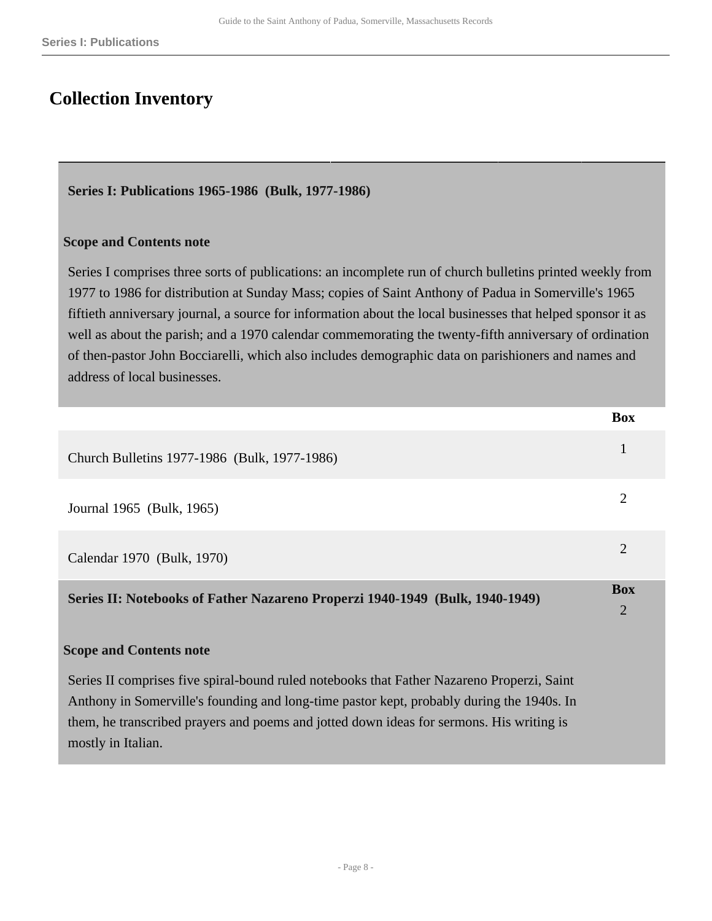# Collection Inventory

## Series I: Publications 1965-1986 (Bulk, 1977-1986)

### Scope and Contents note

Series I comprises three sorts of publications: an incomplete run of church bulletins printed weekly from 1977 to 1986 for distribution at Sunday Mass; copies of Saint Anthony of Padua in Somerville's 1965 fiftieth anniversary journal, a source for information about the local businesses that helped sponsor it as well as about the parish; and a 1970 calendar commemorating the twenty-fifth anniversary of ordination of then-pastor John Bocciarelli, which also includes demographic data on parishioners and names and address of local businesses.

| | Box |
|---|---|
| Church Bulletins 1977-1986 (Bulk, 1977-1986) | 1 |
| Journal 1965 (Bulk, 1965) | 2 |
| Calendar 1970 (Bulk, 1970) | 2 |

## Series II: Notebooks of Father Nazareno Properzi 1940-1949 (Bulk, 1940-1949)

**Box** 2

### Scope and Contents note

Series II comprises five spiral-bound ruled notebooks that Father Nazareno Properzi, Saint Anthony in Somerville's founding and long-time pastor kept, probably during the 1940s. In them, he transcribed prayers and poems and jotted down ideas for sermons. His writing is mostly in Italian.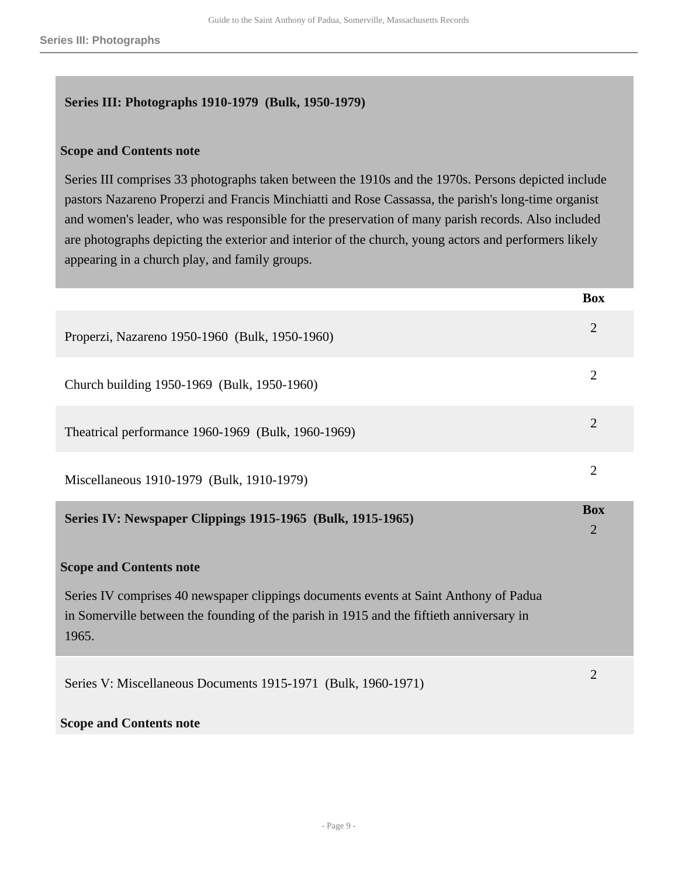## Series III: Photographs 1910-1979 (Bulk, 1950-1979)

### Scope and Contents note

Series III comprises 33 photographs taken between the 1910s and the 1970s. Persons depicted include pastors Nazareno Properzi and Francis Minchiatti and Rose Cassassa, the parish's long-time organist and women's leader, who was responsible for the preservation of many parish records. Also included are photographs depicting the exterior and interior of the church, young actors and performers likely appearing in a church play, and family groups.

| | Box |
|---|---|
| Properzi, Nazareno 1950-1960 (Bulk, 1950-1960) | 2 |
| Church building 1950-1969 (Bulk, 1950-1960) | 2 |
| Theatrical performance 1960-1969 (Bulk, 1960-1969) | 2 |
| Miscellaneous 1910-1979 (Bulk, 1910-1979) | 2 |

## Series IV: Newspaper Clippings 1915-1965 (Bulk, 1915-1965)

**Box** 2

### Scope and Contents note

Series IV comprises 40 newspaper clippings documents events at Saint Anthony of Padua in Somerville between the founding of the parish in 1915 and the fiftieth anniversary in 1965.

## Series V: Miscellaneous Documents 1915-1971 (Bulk, 1960-1971)

**Box** 2

### Scope and Contents note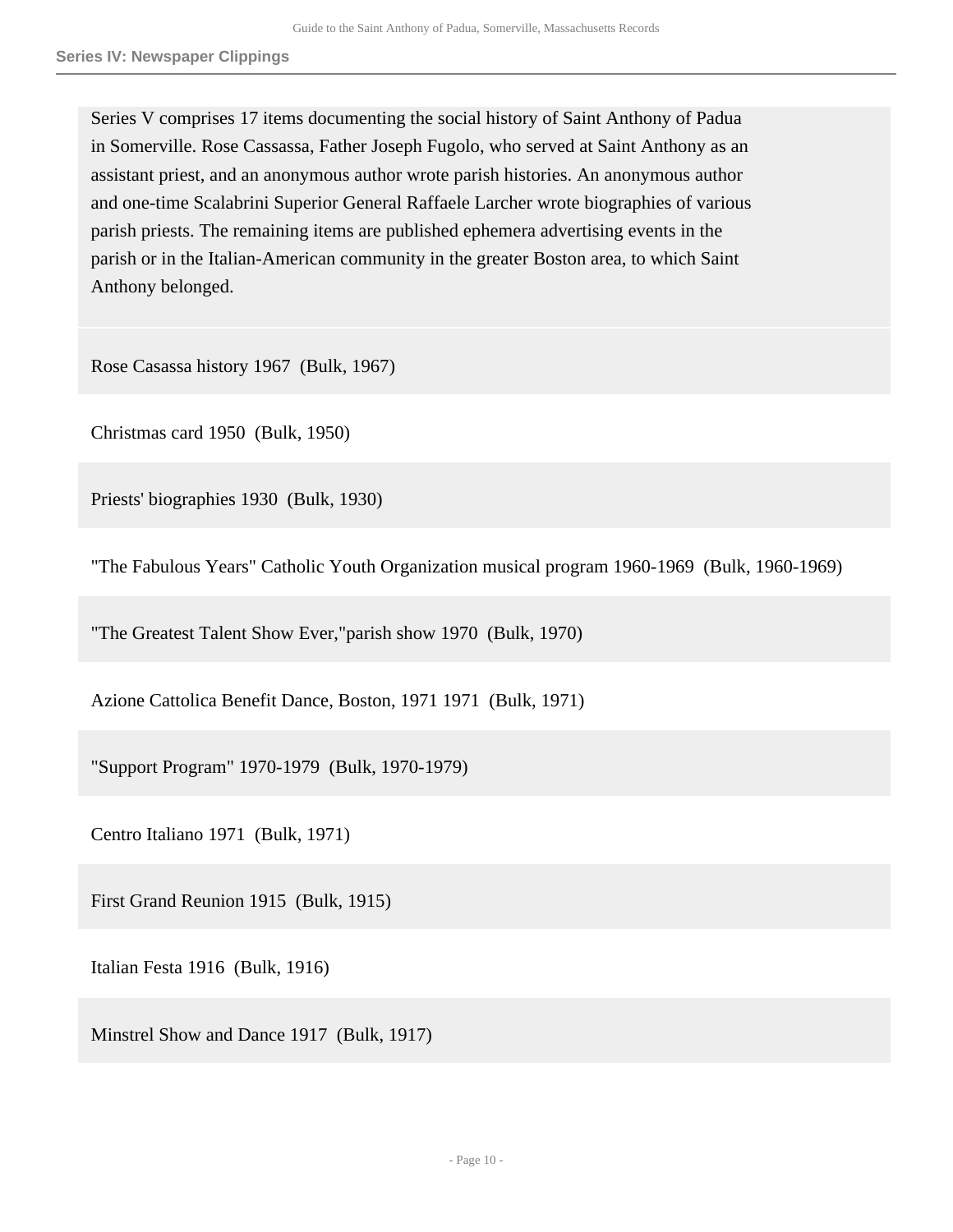Series V comprises 17 items documenting the social history of Saint Anthony of Padua in Somerville. Rose Cassassa, Father Joseph Fugolo, who served at Saint Anthony as an assistant priest, and an anonymous author wrote parish histories. An anonymous author and one-time Scalabrini Superior General Raffaele Larcher wrote biographies of various parish priests. The remaining items are published ephemera advertising events in the parish or in the Italian-American community in the greater Boston area, to which Saint Anthony belonged.

Rose Casassa history 1967 (Bulk, 1967)

Christmas card 1950 (Bulk, 1950)

Priests' biographies 1930 (Bulk, 1930)

"The Fabulous Years" Catholic Youth Organization musical program 1960-1969 (Bulk, 1960-1969)

"The Greatest Talent Show Ever,"parish show 1970 (Bulk, 1970)

Azione Cattolica Benefit Dance, Boston, 1971 1971 (Bulk, 1971)

"Support Program" 1970-1979 (Bulk, 1970-1979)

Centro Italiano 1971 (Bulk, 1971)

First Grand Reunion 1915 (Bulk, 1915)

Italian Festa 1916 (Bulk, 1916)

Minstrel Show and Dance 1917 (Bulk, 1917)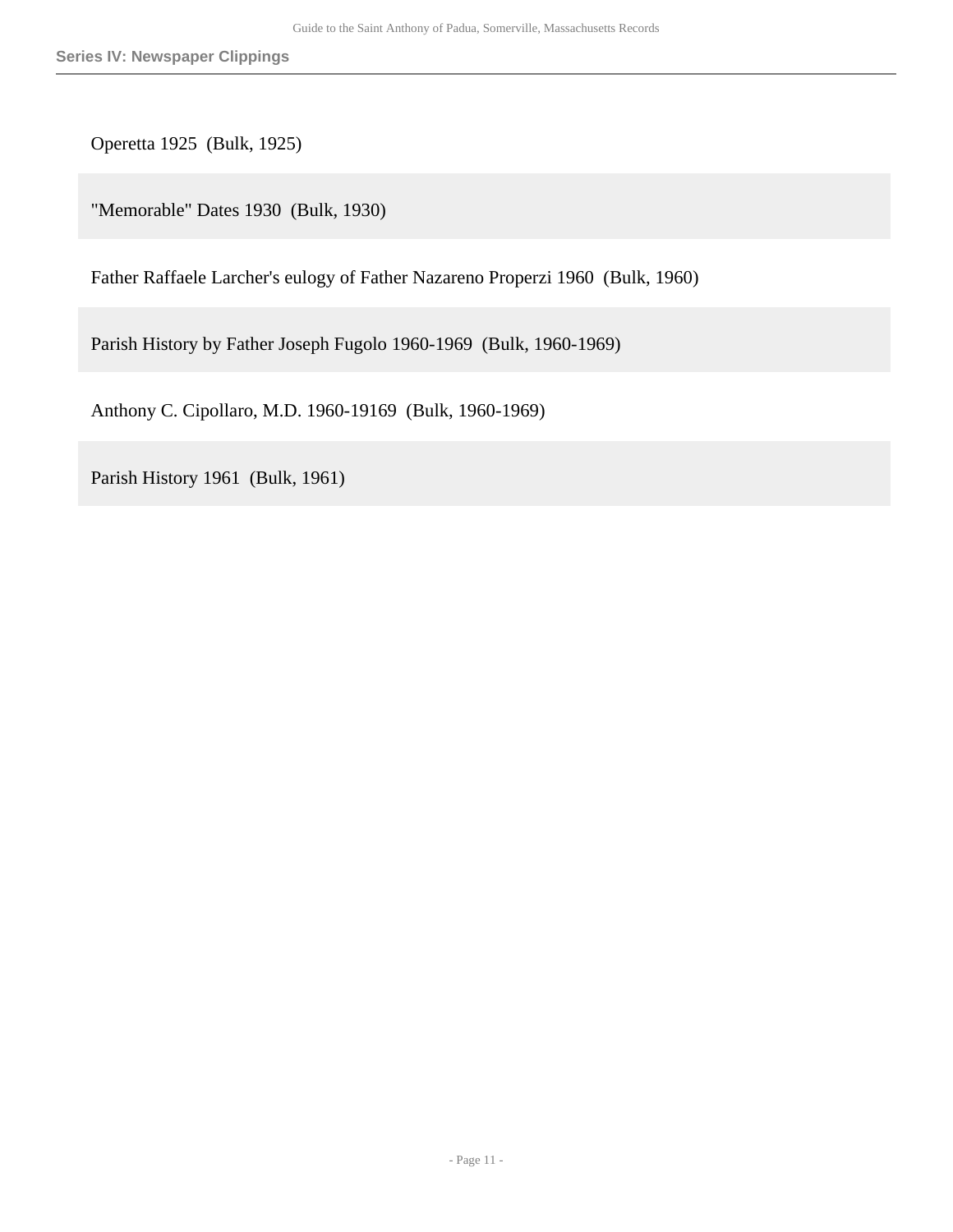Operetta 1925 (Bulk, 1925)

"Memorable" Dates 1930 (Bulk, 1930)

Father Raffaele Larcher's eulogy of Father Nazareno Properzi 1960 (Bulk, 1960)

Parish History by Father Joseph Fugolo 1960-1969 (Bulk, 1960-1969)

Anthony C. Cipollaro, M.D. 1960-19169 (Bulk, 1960-1969)

Parish History 1961 (Bulk, 1961)